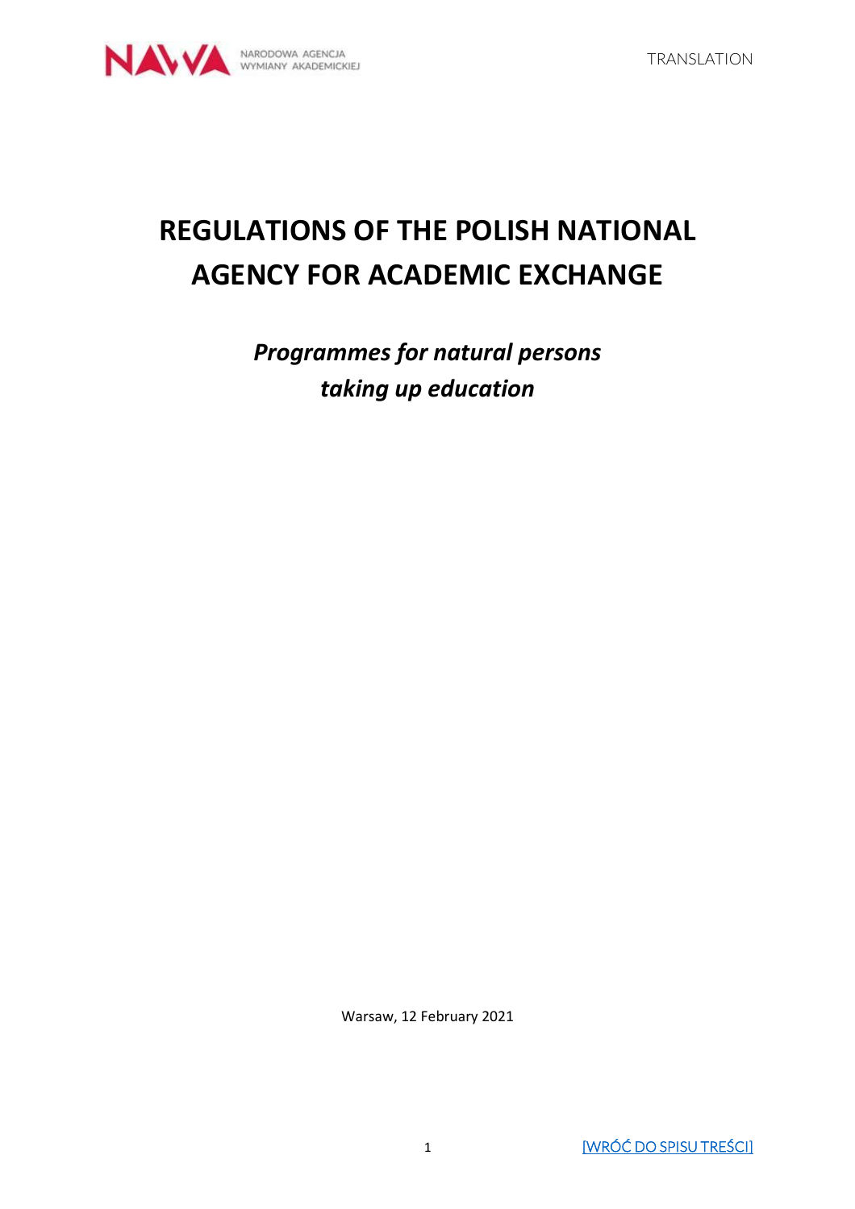TRANSLATION

# REGULATIONS OF THE POLISH NATIONAL AGENCY FOR ACADEMIC EXCHANGE

## *Programmes for natural persons taking up education*

Warsaw, 12 February 2021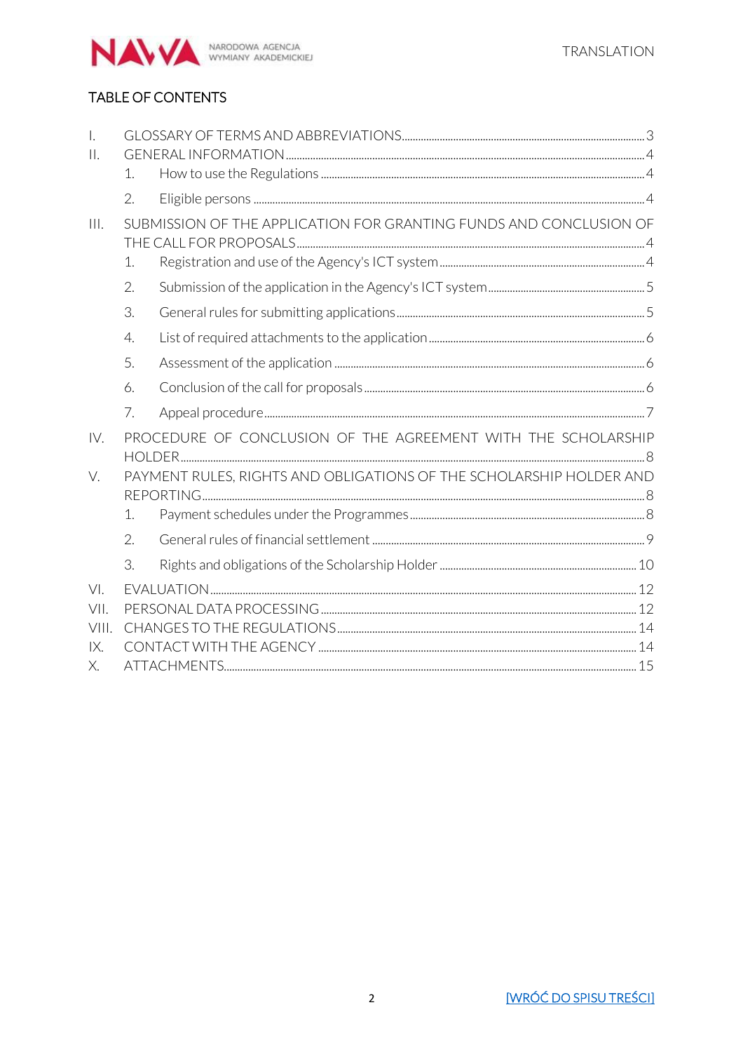# TABLE OF CONTENTS

- I. GLOSSARY OF TERMS AND ABBREVIATIONS ... 3
- II. GENERAL INFORMATION ... 4
  - 1. How to use the Regulations ... 4
  - 2. Eligible persons ... 4
- III. SUBMISSION OF THE APPLICATION FOR GRANTING FUNDS AND CONCLUSION OF THE CALL FOR PROPOSALS ... 4
  - 1. Registration and use of the Agency's ICT system ... 4
  - 2. Submission of the application in the Agency's ICT system ... 5
  - 3. General rules for submitting applications ... 5
  - 4. List of required attachments to the application ... 6
  - 5. Assessment of the application ... 6
  - 6. Conclusion of the call for proposals ... 6
  - 7. Appeal procedure ... 7
- IV. PROCEDURE OF CONCLUSION OF THE AGREEMENT WITH THE SCHOLARSHIP HOLDER ... 8
- V. PAYMENT RULES, RIGHTS AND OBLIGATIONS OF THE SCHOLARSHIP HOLDER AND REPORTING ... 8
  - 1. Payment schedules under the Programmes ... 8
  - 2. General rules of financial settlement ... 9
  - 3. Rights and obligations of the Scholarship Holder ... 10
- VI. EVALUATION ... 12
- VII. PERSONAL DATA PROCESSING ... 12
- VIII. CHANGES TO THE REGULATIONS ... 14
- IX. CONTACT WITH THE AGENCY ... 14
- X. ATTACHMENTS ... 15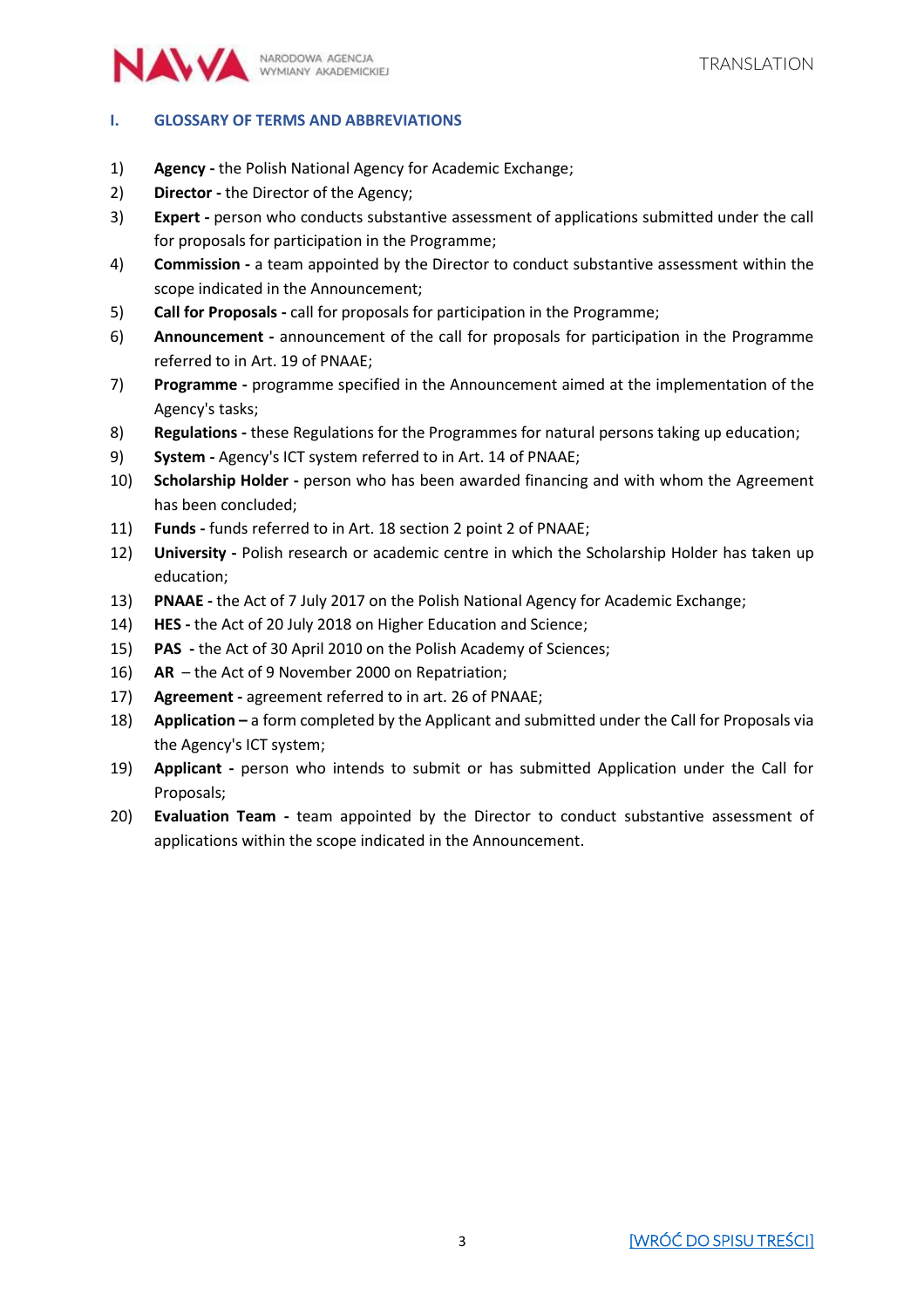## I. GLOSSARY OF TERMS AND ABBREVIATIONS

1) **Agency -** the Polish National Agency for Academic Exchange;
2) **Director -** the Director of the Agency;
3) **Expert -** person who conducts substantive assessment of applications submitted under the call for proposals for participation in the Programme;
4) **Commission -** a team appointed by the Director to conduct substantive assessment within the scope indicated in the Announcement;
5) **Call for Proposals -** call for proposals for participation in the Programme;
6) **Announcement -** announcement of the call for proposals for participation in the Programme referred to in Art. 19 of PNAAE;
7) **Programme -** programme specified in the Announcement aimed at the implementation of the Agency's tasks;
8) **Regulations -** these Regulations for the Programmes for natural persons taking up education;
9) **System -** Agency's ICT system referred to in Art. 14 of PNAAE;
10) **Scholarship Holder -** person who has been awarded financing and with whom the Agreement has been concluded;
11) **Funds -** funds referred to in Art. 18 section 2 point 2 of PNAAE;
12) **University -** Polish research or academic centre in which the Scholarship Holder has taken up education;
13) **PNAAE -** the Act of 7 July 2017 on the Polish National Agency for Academic Exchange;
14) **HES -** the Act of 20 July 2018 on Higher Education and Science;
15) **PAS -** the Act of 30 April 2010 on the Polish Academy of Sciences;
16) **AR** – the Act of 9 November 2000 on Repatriation;
17) **Agreement -** agreement referred to in art. 26 of PNAAE;
18) **Application –** a form completed by the Applicant and submitted under the Call for Proposals via the Agency's ICT system;
19) **Applicant -** person who intends to submit or has submitted Application under the Call for Proposals;
20) **Evaluation Team -** team appointed by the Director to conduct substantive assessment of applications within the scope indicated in the Announcement.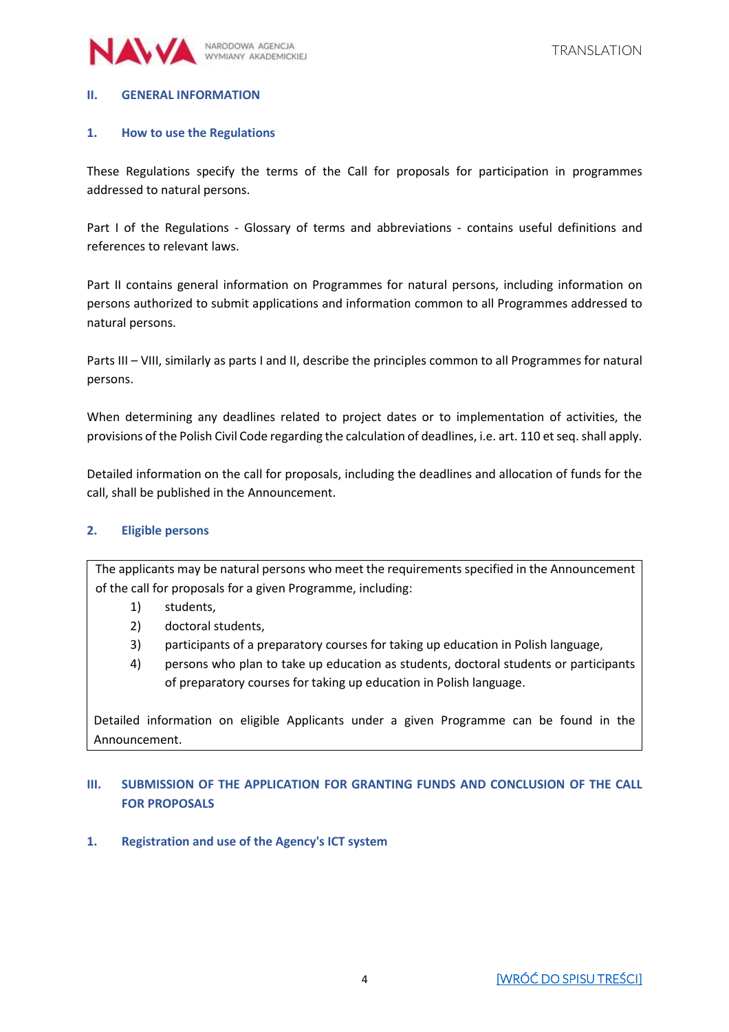## II. GENERAL INFORMATION

### 1. How to use the Regulations

These Regulations specify the terms of the Call for proposals for participation in programmes addressed to natural persons.

Part I of the Regulations - Glossary of terms and abbreviations - contains useful definitions and references to relevant laws.

Part II contains general information on Programmes for natural persons, including information on persons authorized to submit applications and information common to all Programmes addressed to natural persons.

Parts III – VIII, similarly as parts I and II, describe the principles common to all Programmes for natural persons.

When determining any deadlines related to project dates or to implementation of activities, the provisions of the Polish Civil Code regarding the calculation of deadlines, i.e. art. 110 et seq. shall apply.

Detailed information on the call for proposals, including the deadlines and allocation of funds for the call, shall be published in the Announcement.

### 2. Eligible persons

The applicants may be natural persons who meet the requirements specified in the Announcement of the call for proposals for a given Programme, including:

1) students,
2) doctoral students,
3) participants of a preparatory courses for taking up education in Polish language,
4) persons who plan to take up education as students, doctoral students or participants of preparatory courses for taking up education in Polish language.

Detailed information on eligible Applicants under a given Programme can be found in the Announcement.

## III. SUBMISSION OF THE APPLICATION FOR GRANTING FUNDS AND CONCLUSION OF THE CALL FOR PROPOSALS

### 1. Registration and use of the Agency's ICT system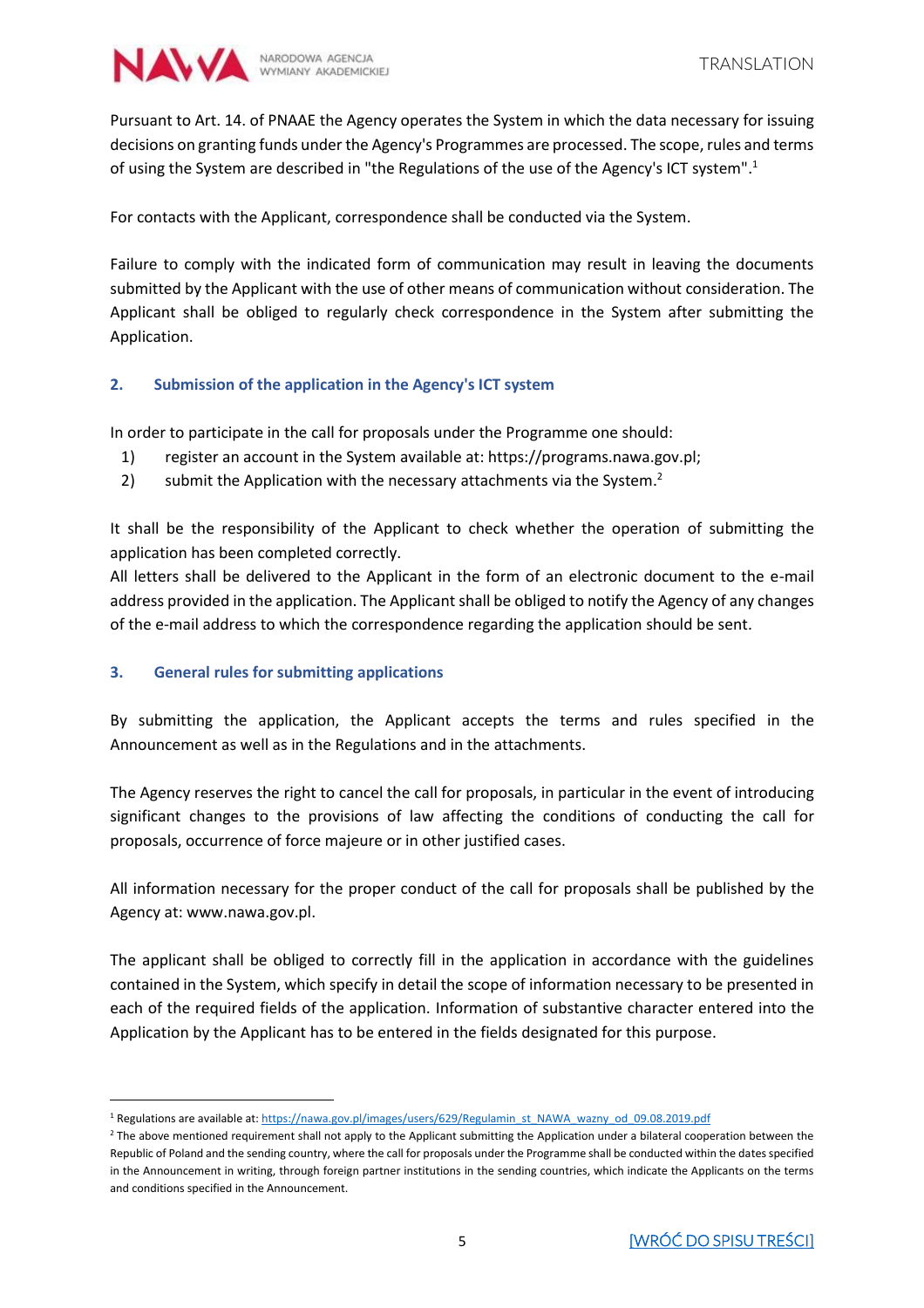Pursuant to Art. 14. of PNAAE the Agency operates the System in which the data necessary for issuing decisions on granting funds under the Agency's Programmes are processed. The scope, rules and terms of using the System are described in "the Regulations of the use of the Agency's ICT system".[1]

For contacts with the Applicant, correspondence shall be conducted via the System.

Failure to comply with the indicated form of communication may result in leaving the documents submitted by the Applicant with the use of other means of communication without consideration. The Applicant shall be obliged to regularly check correspondence in the System after submitting the Application.

## 2. Submission of the application in the Agency's ICT system

In order to participate in the call for proposals under the Programme one should:

1) register an account in the System available at: https://programs.nawa.gov.pl;
2) submit the Application with the necessary attachments via the System.[2]

It shall be the responsibility of the Applicant to check whether the operation of submitting the application has been completed correctly.
All letters shall be delivered to the Applicant in the form of an electronic document to the e-mail address provided in the application. The Applicant shall be obliged to notify the Agency of any changes of the e-mail address to which the correspondence regarding the application should be sent.

## 3. General rules for submitting applications

By submitting the application, the Applicant accepts the terms and rules specified in the Announcement as well as in the Regulations and in the attachments.

The Agency reserves the right to cancel the call for proposals, in particular in the event of introducing significant changes to the provisions of law affecting the conditions of conducting the call for proposals, occurrence of force majeure or in other justified cases.

All information necessary for the proper conduct of the call for proposals shall be published by the Agency at: www.nawa.gov.pl.

The applicant shall be obliged to correctly fill in the application in accordance with the guidelines contained in the System, which specify in detail the scope of information necessary to be presented in each of the required fields of the application. Information of substantive character entered into the Application by the Applicant has to be entered in the fields designated for this purpose.

---

[1] Regulations are available at: https://nawa.gov.pl/images/users/629/Regulamin_st_NAWA_wazny_od_09.08.2019.pdf

[2] The above mentioned requirement shall not apply to the Applicant submitting the Application under a bilateral cooperation between the Republic of Poland and the sending country, where the call for proposals under the Programme shall be conducted within the dates specified in the Announcement in writing, through foreign partner institutions in the sending countries, which indicate the Applicants on the terms and conditions specified in the Announcement.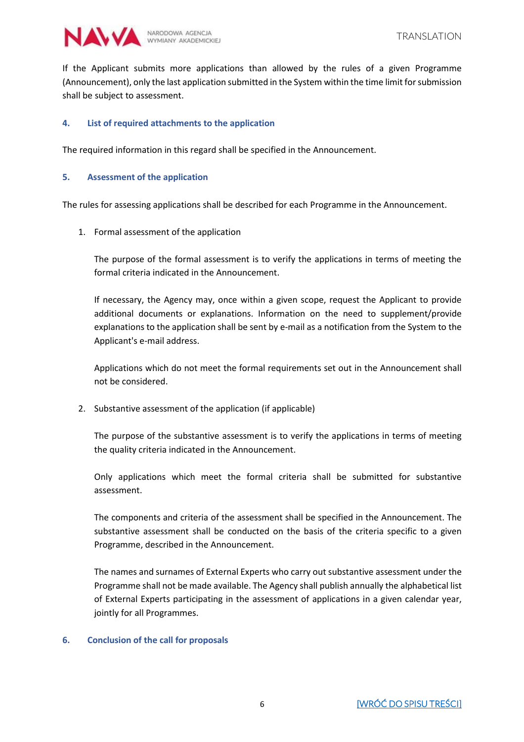If the Applicant submits more applications than allowed by the rules of a given Programme (Announcement), only the last application submitted in the System within the time limit for submission shall be subject to assessment.

## 4. List of required attachments to the application

The required information in this regard shall be specified in the Announcement.

## 5. Assessment of the application

The rules for assessing applications shall be described for each Programme in the Announcement.

1. Formal assessment of the application

   The purpose of the formal assessment is to verify the applications in terms of meeting the formal criteria indicated in the Announcement.

   If necessary, the Agency may, once within a given scope, request the Applicant to provide additional documents or explanations. Information on the need to supplement/provide explanations to the application shall be sent by e-mail as a notification from the System to the Applicant's e-mail address.

   Applications which do not meet the formal requirements set out in the Announcement shall not be considered.

2. Substantive assessment of the application (if applicable)

   The purpose of the substantive assessment is to verify the applications in terms of meeting the quality criteria indicated in the Announcement.

   Only applications which meet the formal criteria shall be submitted for substantive assessment.

   The components and criteria of the assessment shall be specified in the Announcement. The substantive assessment shall be conducted on the basis of the criteria specific to a given Programme, described in the Announcement.

   The names and surnames of External Experts who carry out substantive assessment under the Programme shall not be made available. The Agency shall publish annually the alphabetical list of External Experts participating in the assessment of applications in a given calendar year, jointly for all Programmes.

## 6. Conclusion of the call for proposals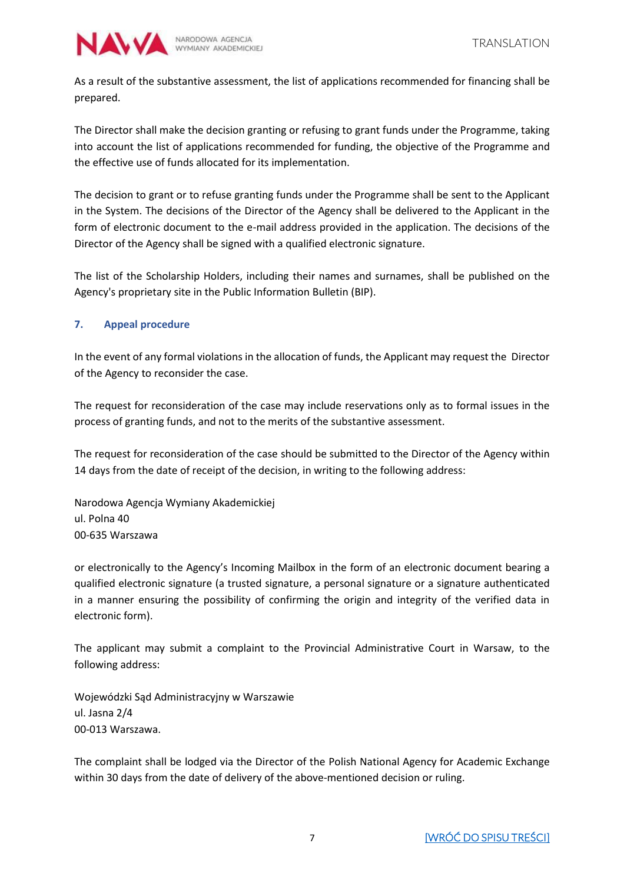As a result of the substantive assessment, the list of applications recommended for financing shall be prepared.

The Director shall make the decision granting or refusing to grant funds under the Programme, taking into account the list of applications recommended for funding, the objective of the Programme and the effective use of funds allocated for its implementation.

The decision to grant or to refuse granting funds under the Programme shall be sent to the Applicant in the System. The decisions of the Director of the Agency shall be delivered to the Applicant in the form of electronic document to the e-mail address provided in the application. The decisions of the Director of the Agency shall be signed with a qualified electronic signature.

The list of the Scholarship Holders, including their names and surnames, shall be published on the Agency's proprietary site in the Public Information Bulletin (BIP).

### 7. Appeal procedure

In the event of any formal violations in the allocation of funds, the Applicant may request the Director of the Agency to reconsider the case.

The request for reconsideration of the case may include reservations only as to formal issues in the process of granting funds, and not to the merits of the substantive assessment.

The request for reconsideration of the case should be submitted to the Director of the Agency within 14 days from the date of receipt of the decision, in writing to the following address:

Narodowa Agencja Wymiany Akademickiej
ul. Polna 40
00-635 Warszawa

or electronically to the Agency's Incoming Mailbox in the form of an electronic document bearing a qualified electronic signature (a trusted signature, a personal signature or a signature authenticated in a manner ensuring the possibility of confirming the origin and integrity of the verified data in electronic form).

The applicant may submit a complaint to the Provincial Administrative Court in Warsaw, to the following address:

Wojewódzki Sąd Administracyjny w Warszawie
ul. Jasna 2/4
00-013 Warszawa.

The complaint shall be lodged via the Director of the Polish National Agency for Academic Exchange within 30 days from the date of delivery of the above-mentioned decision or ruling.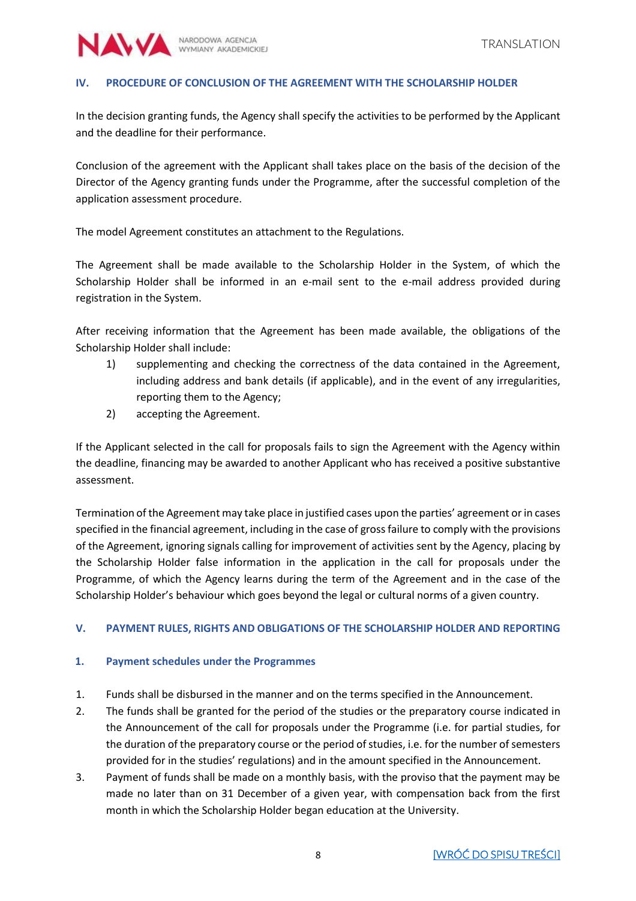## IV. PROCEDURE OF CONCLUSION OF THE AGREEMENT WITH THE SCHOLARSHIP HOLDER

In the decision granting funds, the Agency shall specify the activities to be performed by the Applicant and the deadline for their performance.

Conclusion of the agreement with the Applicant shall takes place on the basis of the decision of the Director of the Agency granting funds under the Programme, after the successful completion of the application assessment procedure.

The model Agreement constitutes an attachment to the Regulations.

The Agreement shall be made available to the Scholarship Holder in the System, of which the Scholarship Holder shall be informed in an e-mail sent to the e-mail address provided during registration in the System.

After receiving information that the Agreement has been made available, the obligations of the Scholarship Holder shall include:

1) supplementing and checking the correctness of the data contained in the Agreement, including address and bank details (if applicable), and in the event of any irregularities, reporting them to the Agency;
2) accepting the Agreement.

If the Applicant selected in the call for proposals fails to sign the Agreement with the Agency within the deadline, financing may be awarded to another Applicant who has received a positive substantive assessment.

Termination of the Agreement may take place in justified cases upon the parties' agreement or in cases specified in the financial agreement, including in the case of gross failure to comply with the provisions of the Agreement, ignoring signals calling for improvement of activities sent by the Agency, placing by the Scholarship Holder false information in the application in the call for proposals under the Programme, of which the Agency learns during the term of the Agreement and in the case of the Scholarship Holder's behaviour which goes beyond the legal or cultural norms of a given country.

## V. PAYMENT RULES, RIGHTS AND OBLIGATIONS OF THE SCHOLARSHIP HOLDER AND REPORTING

### 1. Payment schedules under the Programmes

1. Funds shall be disbursed in the manner and on the terms specified in the Announcement.
2. The funds shall be granted for the period of the studies or the preparatory course indicated in the Announcement of the call for proposals under the Programme (i.e. for partial studies, for the duration of the preparatory course or the period of studies, i.e. for the number of semesters provided for in the studies' regulations) and in the amount specified in the Announcement.
3. Payment of funds shall be made on a monthly basis, with the proviso that the payment may be made no later than on 31 December of a given year, with compensation back from the first month in which the Scholarship Holder began education at the University.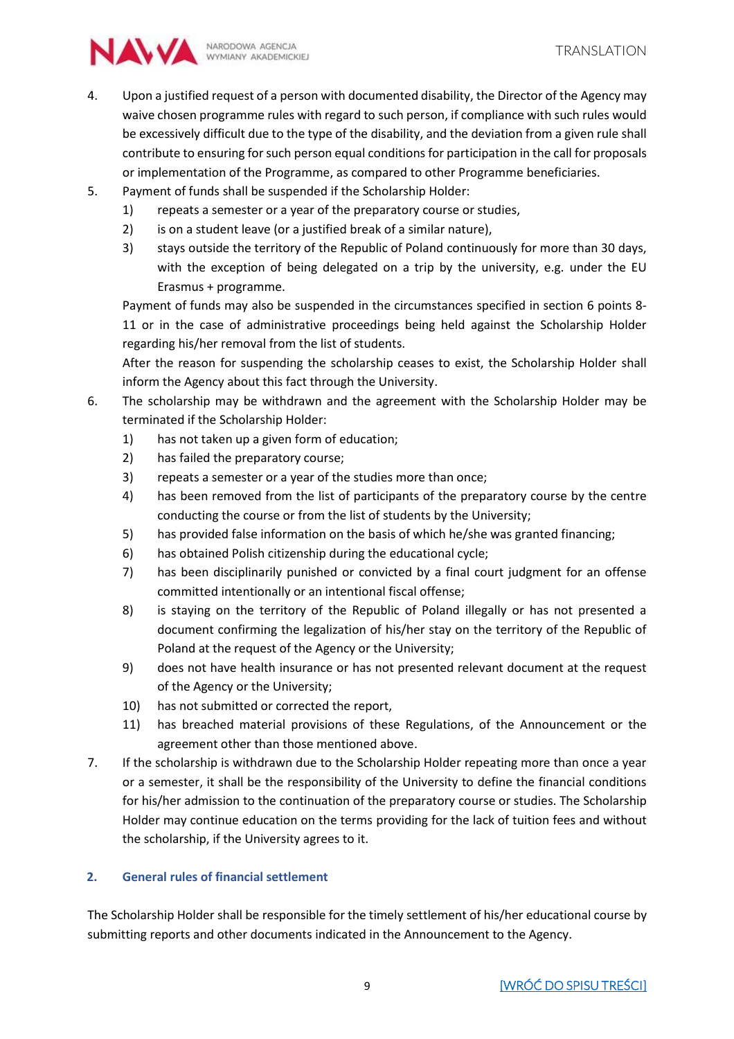4. Upon a justified request of a person with documented disability, the Director of the Agency may waive chosen programme rules with regard to such person, if compliance with such rules would be excessively difficult due to the type of the disability, and the deviation from a given rule shall contribute to ensuring for such person equal conditions for participation in the call for proposals or implementation of the Programme, as compared to other Programme beneficiaries.
5. Payment of funds shall be suspended if the Scholarship Holder:
   1) repeats a semester or a year of the preparatory course or studies,
   2) is on a student leave (or a justified break of a similar nature),
   3) stays outside the territory of the Republic of Poland continuously for more than 30 days, with the exception of being delegated on a trip by the university, e.g. under the EU Erasmus + programme.

   Payment of funds may also be suspended in the circumstances specified in section 6 points 8-11 or in the case of administrative proceedings being held against the Scholarship Holder regarding his/her removal from the list of students.

   After the reason for suspending the scholarship ceases to exist, the Scholarship Holder shall inform the Agency about this fact through the University.
6. The scholarship may be withdrawn and the agreement with the Scholarship Holder may be terminated if the Scholarship Holder:
   1) has not taken up a given form of education;
   2) has failed the preparatory course;
   3) repeats a semester or a year of the studies more than once;
   4) has been removed from the list of participants of the preparatory course by the centre conducting the course or from the list of students by the University;
   5) has provided false information on the basis of which he/she was granted financing;
   6) has obtained Polish citizenship during the educational cycle;
   7) has been disciplinarily punished or convicted by a final court judgment for an offense committed intentionally or an intentional fiscal offense;
   8) is staying on the territory of the Republic of Poland illegally or has not presented a document confirming the legalization of his/her stay on the territory of the Republic of Poland at the request of the Agency or the University;
   9) does not have health insurance or has not presented relevant document at the request of the Agency or the University;
   10) has not submitted or corrected the report,
   11) has breached material provisions of these Regulations, of the Announcement or the agreement other than those mentioned above.
7. If the scholarship is withdrawn due to the Scholarship Holder repeating more than once a year or a semester, it shall be the responsibility of the University to define the financial conditions for his/her admission to the continuation of the preparatory course or studies. The Scholarship Holder may continue education on the terms providing for the lack of tuition fees and without the scholarship, if the University agrees to it.

## 2. General rules of financial settlement

The Scholarship Holder shall be responsible for the timely settlement of his/her educational course by submitting reports and other documents indicated in the Announcement to the Agency.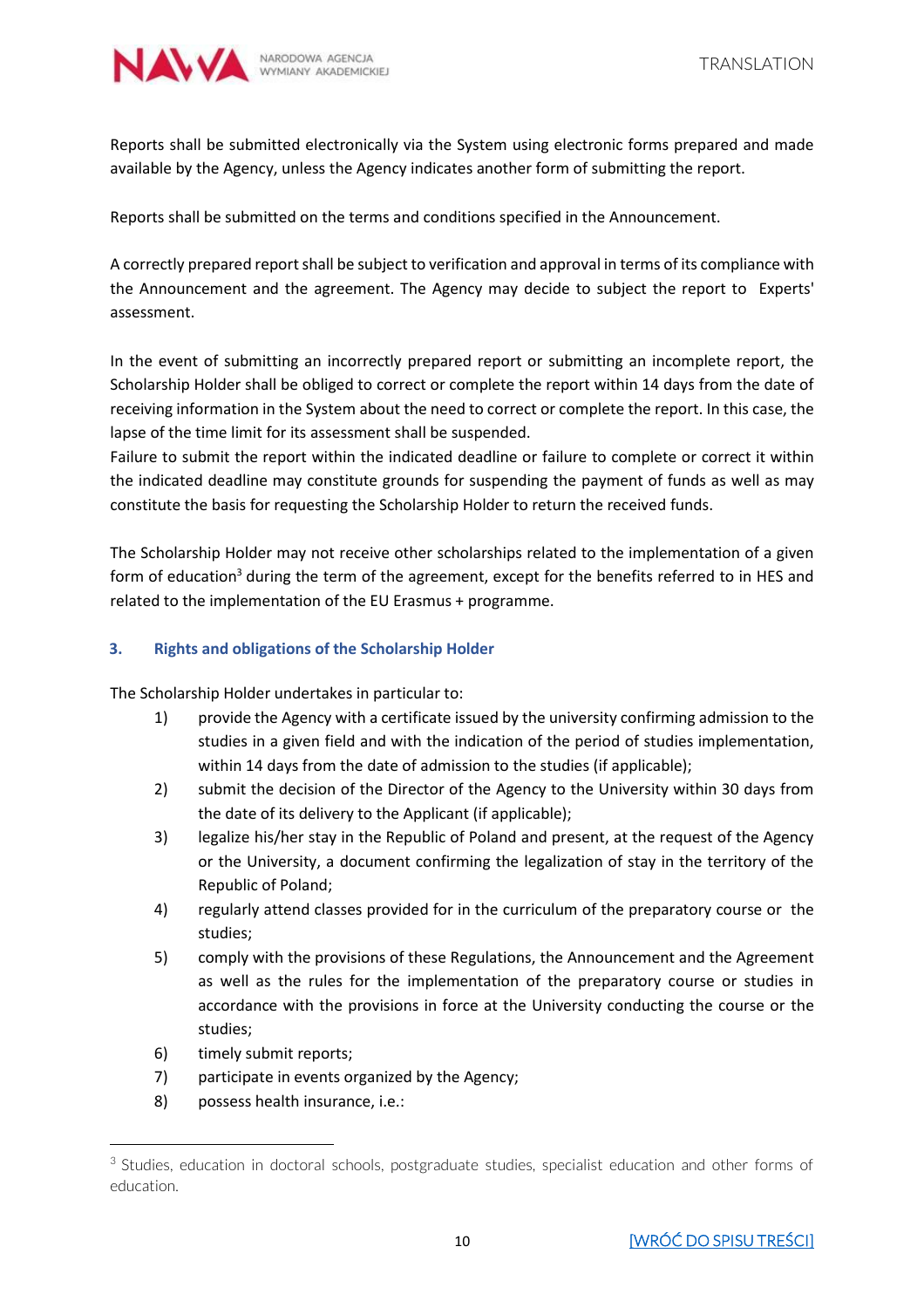Reports shall be submitted electronically via the System using electronic forms prepared and made available by the Agency, unless the Agency indicates another form of submitting the report.

Reports shall be submitted on the terms and conditions specified in the Announcement.

A correctly prepared report shall be subject to verification and approval in terms of its compliance with the Announcement and the agreement. The Agency may decide to subject the report to Experts' assessment.

In the event of submitting an incorrectly prepared report or submitting an incomplete report, the Scholarship Holder shall be obliged to correct or complete the report within 14 days from the date of receiving information in the System about the need to correct or complete the report. In this case, the lapse of the time limit for its assessment shall be suspended.

Failure to submit the report within the indicated deadline or failure to complete or correct it within the indicated deadline may constitute grounds for suspending the payment of funds as well as may constitute the basis for requesting the Scholarship Holder to return the received funds.

The Scholarship Holder may not receive other scholarships related to the implementation of a given form of education[3] during the term of the agreement, except for the benefits referred to in HES and related to the implementation of the EU Erasmus + programme.

### 3. Rights and obligations of the Scholarship Holder

The Scholarship Holder undertakes in particular to:

1) provide the Agency with a certificate issued by the university confirming admission to the studies in a given field and with the indication of the period of studies implementation, within 14 days from the date of admission to the studies (if applicable);
2) submit the decision of the Director of the Agency to the University within 30 days from the date of its delivery to the Applicant (if applicable);
3) legalize his/her stay in the Republic of Poland and present, at the request of the Agency or the University, a document confirming the legalization of stay in the territory of the Republic of Poland;
4) regularly attend classes provided for in the curriculum of the preparatory course or the studies;
5) comply with the provisions of these Regulations, the Announcement and the Agreement as well as the rules for the implementation of the preparatory course or studies in accordance with the provisions in force at the University conducting the course or the studies;
6) timely submit reports;
7) participate in events organized by the Agency;
8) possess health insurance, i.e.:

[3] Studies, education in doctoral schools, postgraduate studies, specialist education and other forms of education.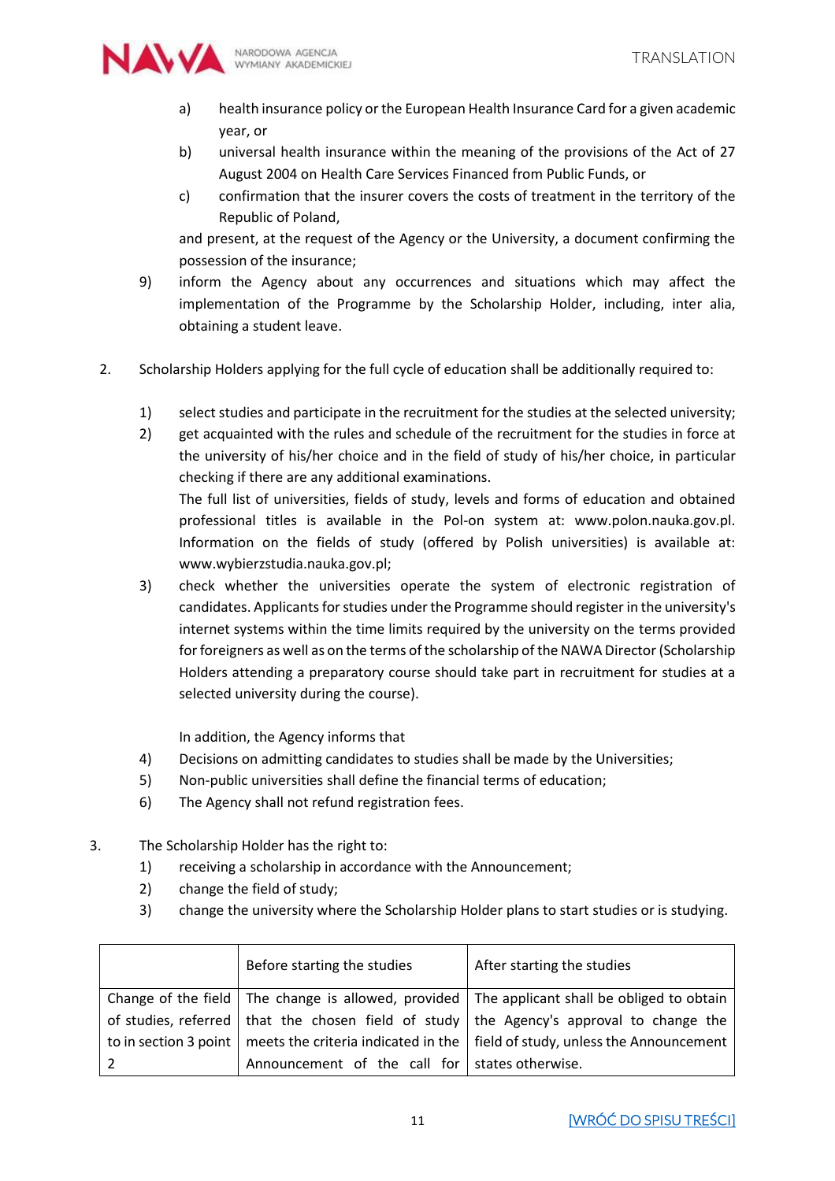a) health insurance policy or the European Health Insurance Card for a given academic year, or
b) universal health insurance within the meaning of the provisions of the Act of 27 August 2004 on Health Care Services Financed from Public Funds, or
c) confirmation that the insurer covers the costs of treatment in the territory of the Republic of Poland,

and present, at the request of the Agency or the University, a document confirming the possession of the insurance;

9) inform the Agency about any occurrences and situations which may affect the implementation of the Programme by the Scholarship Holder, including, inter alia, obtaining a student leave.

2. Scholarship Holders applying for the full cycle of education shall be additionally required to:

1) select studies and participate in the recruitment for the studies at the selected university;
2) get acquainted with the rules and schedule of the recruitment for the studies in force at the university of his/her choice and in the field of study of his/her choice, in particular checking if there are any additional examinations.
The full list of universities, fields of study, levels and forms of education and obtained professional titles is available in the Pol-on system at: www.polon.nauka.gov.pl. Information on the fields of study (offered by Polish universities) is available at: www.wybierzstudia.nauka.gov.pl;
3) check whether the universities operate the system of electronic registration of candidates. Applicants for studies under the Programme should register in the university's internet systems within the time limits required by the university on the terms provided for foreigners as well as on the terms of the scholarship of the NAWA Director (Scholarship Holders attending a preparatory course should take part in recruitment for studies at a selected university during the course).

In addition, the Agency informs that

4) Decisions on admitting candidates to studies shall be made by the Universities;
5) Non-public universities shall define the financial terms of education;
6) The Agency shall not refund registration fees.

3. The Scholarship Holder has the right to:
1) receiving a scholarship in accordance with the Announcement;
2) change the field of study;
3) change the university where the Scholarship Holder plans to start studies or is studying.

| | Before starting the studies | After starting the studies |
|---|---|---|
| Change of the field of studies, referred to in section 3 point 2 | The change is allowed, provided that the chosen field of study meets the criteria indicated in the Announcement of the call for | The applicant shall be obliged to obtain the Agency's approval to change the field of study, unless the Announcement states otherwise. |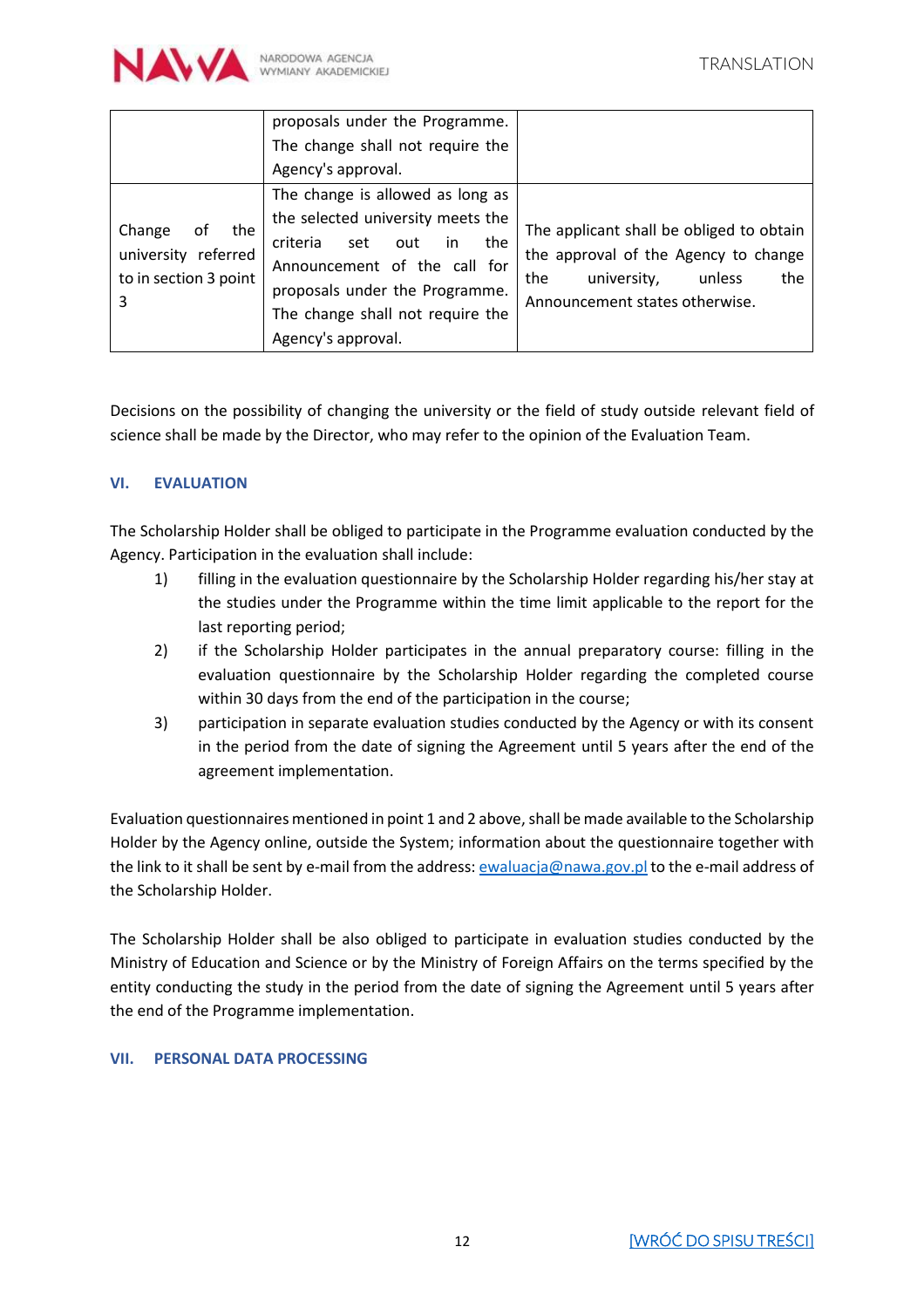| | | |
|---|---|---|
| | proposals under the Programme. The change shall not require the Agency's approval. | |
| Change of the university referred to in section 3 point 3 | The change is allowed as long as the selected university meets the criteria set out in the Announcement of the call for proposals under the Programme. The change shall not require the Agency's approval. | The applicant shall be obliged to obtain the approval of the Agency to change the university, unless the Announcement states otherwise. |

Decisions on the possibility of changing the university or the field of study outside relevant field of science shall be made by the Director, who may refer to the opinion of the Evaluation Team.

## VI. EVALUATION

The Scholarship Holder shall be obliged to participate in the Programme evaluation conducted by the Agency. Participation in the evaluation shall include:

1) filling in the evaluation questionnaire by the Scholarship Holder regarding his/her stay at the studies under the Programme within the time limit applicable to the report for the last reporting period;
2) if the Scholarship Holder participates in the annual preparatory course: filling in the evaluation questionnaire by the Scholarship Holder regarding the completed course within 30 days from the end of the participation in the course;
3) participation in separate evaluation studies conducted by the Agency or with its consent in the period from the date of signing the Agreement until 5 years after the end of the agreement implementation.

Evaluation questionnaires mentioned in point 1 and 2 above, shall be made available to the Scholarship Holder by the Agency online, outside the System; information about the questionnaire together with the link to it shall be sent by e-mail from the address: ewaluacja@nawa.gov.pl to the e-mail address of the Scholarship Holder.

The Scholarship Holder shall be also obliged to participate in evaluation studies conducted by the Ministry of Education and Science or by the Ministry of Foreign Affairs on the terms specified by the entity conducting the study in the period from the date of signing the Agreement until 5 years after the end of the Programme implementation.

## VII. PERSONAL DATA PROCESSING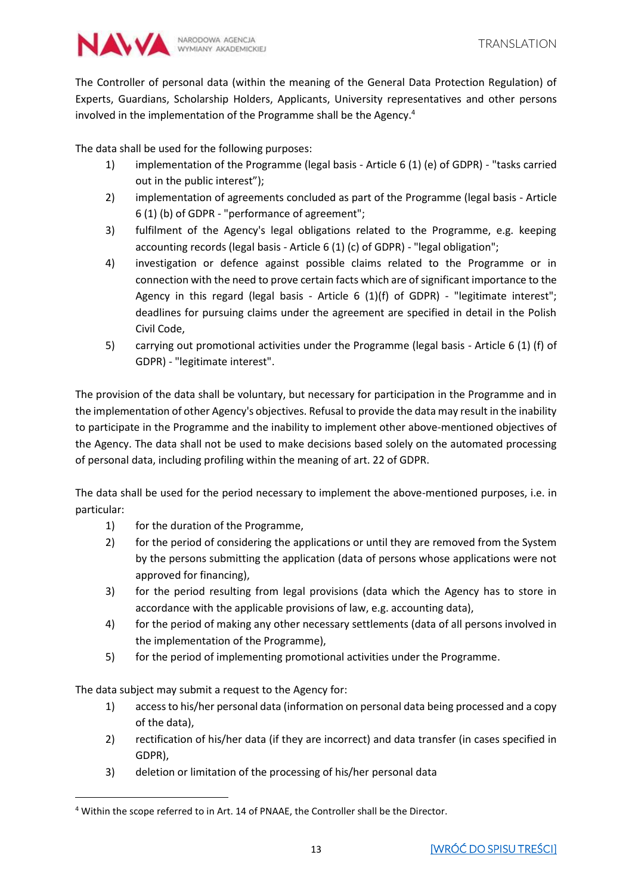The Controller of personal data (within the meaning of the General Data Protection Regulation) of Experts, Guardians, Scholarship Holders, Applicants, University representatives and other persons involved in the implementation of the Programme shall be the Agency.[4]

The data shall be used for the following purposes:

1) implementation of the Programme (legal basis - Article 6 (1) (e) of GDPR) - "tasks carried out in the public interest");
2) implementation of agreements concluded as part of the Programme (legal basis - Article 6 (1) (b) of GDPR - "performance of agreement";
3) fulfilment of the Agency's legal obligations related to the Programme, e.g. keeping accounting records (legal basis - Article 6 (1) (c) of GDPR) - "legal obligation";
4) investigation or defence against possible claims related to the Programme or in connection with the need to prove certain facts which are of significant importance to the Agency in this regard (legal basis - Article 6 (1)(f) of GDPR) - "legitimate interest"; deadlines for pursuing claims under the agreement are specified in detail in the Polish Civil Code,
5) carrying out promotional activities under the Programme (legal basis - Article 6 (1) (f) of GDPR) - "legitimate interest".

The provision of the data shall be voluntary, but necessary for participation in the Programme and in the implementation of other Agency's objectives. Refusal to provide the data may result in the inability to participate in the Programme and the inability to implement other above-mentioned objectives of the Agency. The data shall not be used to make decisions based solely on the automated processing of personal data, including profiling within the meaning of art. 22 of GDPR.

The data shall be used for the period necessary to implement the above-mentioned purposes, i.e. in particular:

1) for the duration of the Programme,
2) for the period of considering the applications or until they are removed from the System by the persons submitting the application (data of persons whose applications were not approved for financing),
3) for the period resulting from legal provisions (data which the Agency has to store in accordance with the applicable provisions of law, e.g. accounting data),
4) for the period of making any other necessary settlements (data of all persons involved in the implementation of the Programme),
5) for the period of implementing promotional activities under the Programme.

The data subject may submit a request to the Agency for:

1) access to his/her personal data (information on personal data being processed and a copy of the data),
2) rectification of his/her data (if they are incorrect) and data transfer (in cases specified in GDPR),
3) deletion or limitation of the processing of his/her personal data

---

[4] Within the scope referred to in Art. 14 of PNAAE, the Controller shall be the Director.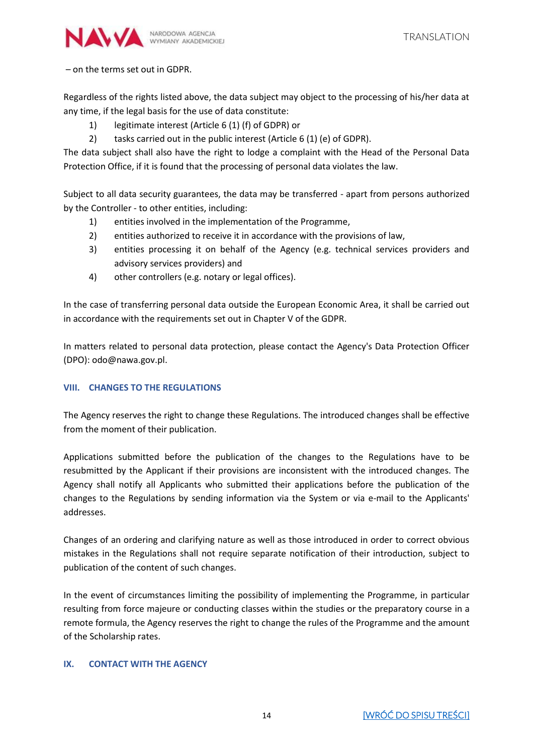– on the terms set out in GDPR.

Regardless of the rights listed above, the data subject may object to the processing of his/her data at any time, if the legal basis for the use of data constitute:

1) legitimate interest (Article 6 (1) (f) of GDPR) or
2) tasks carried out in the public interest (Article 6 (1) (e) of GDPR).

The data subject shall also have the right to lodge a complaint with the Head of the Personal Data Protection Office, if it is found that the processing of personal data violates the law.

Subject to all data security guarantees, the data may be transferred - apart from persons authorized by the Controller - to other entities, including:

1) entities involved in the implementation of the Programme,
2) entities authorized to receive it in accordance with the provisions of law,
3) entities processing it on behalf of the Agency (e.g. technical services providers and advisory services providers) and
4) other controllers (e.g. notary or legal offices).

In the case of transferring personal data outside the European Economic Area, it shall be carried out in accordance with the requirements set out in Chapter V of the GDPR.

In matters related to personal data protection, please contact the Agency's Data Protection Officer (DPO): odo@nawa.gov.pl.

## VIII. CHANGES TO THE REGULATIONS

The Agency reserves the right to change these Regulations. The introduced changes shall be effective from the moment of their publication.

Applications submitted before the publication of the changes to the Regulations have to be resubmitted by the Applicant if their provisions are inconsistent with the introduced changes. The Agency shall notify all Applicants who submitted their applications before the publication of the changes to the Regulations by sending information via the System or via e-mail to the Applicants' addresses.

Changes of an ordering and clarifying nature as well as those introduced in order to correct obvious mistakes in the Regulations shall not require separate notification of their introduction, subject to publication of the content of such changes.

In the event of circumstances limiting the possibility of implementing the Programme, in particular resulting from force majeure or conducting classes within the studies or the preparatory course in a remote formula, the Agency reserves the right to change the rules of the Programme and the amount of the Scholarship rates.

## IX. CONTACT WITH THE AGENCY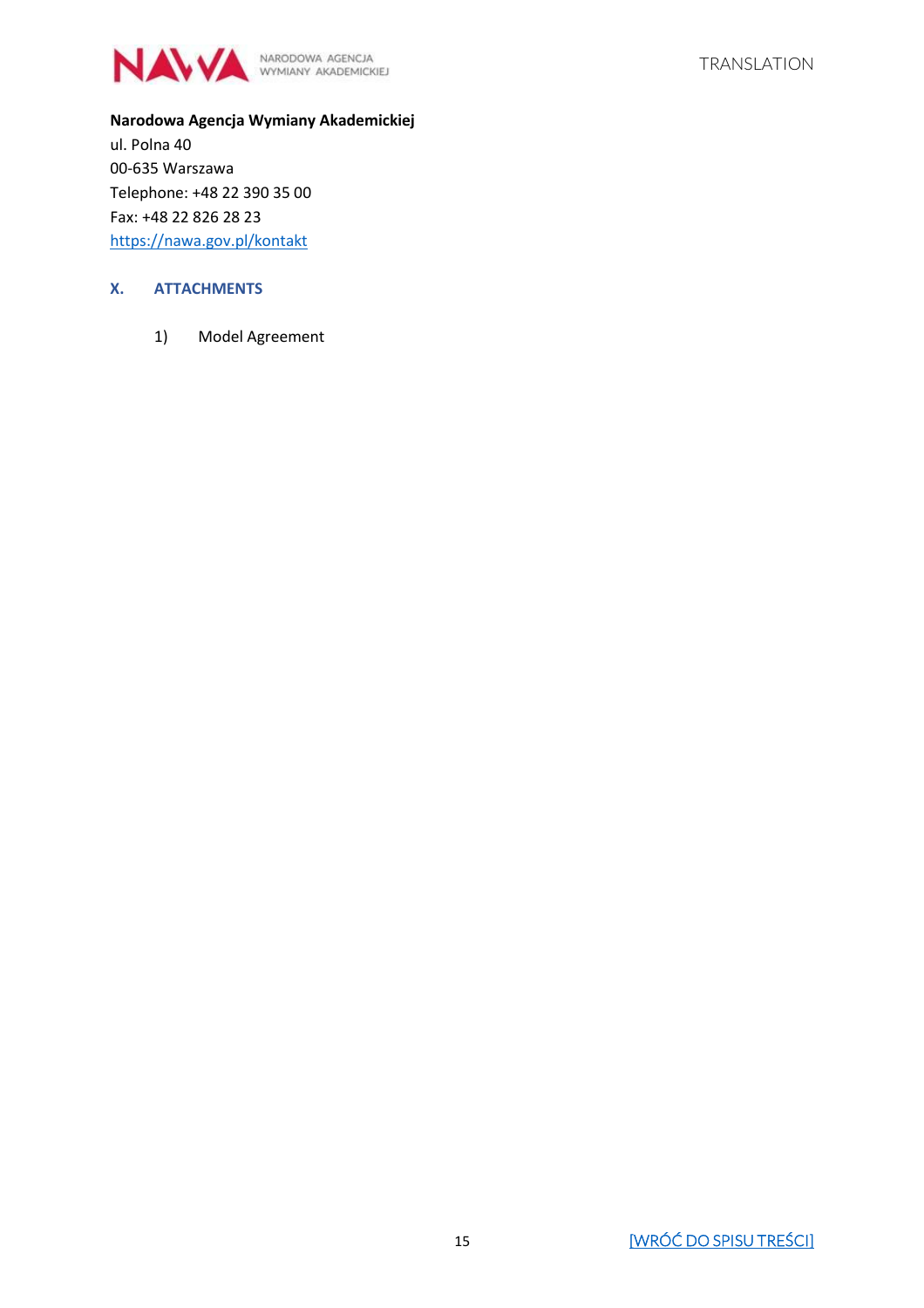**Narodowa Agencja Wymiany Akademickiej**
ul. Polna 40
00-635 Warszawa
Telephone: +48 22 390 35 00
Fax: +48 22 826 28 23
https://nawa.gov.pl/kontakt

## X. ATTACHMENTS

1) Model Agreement